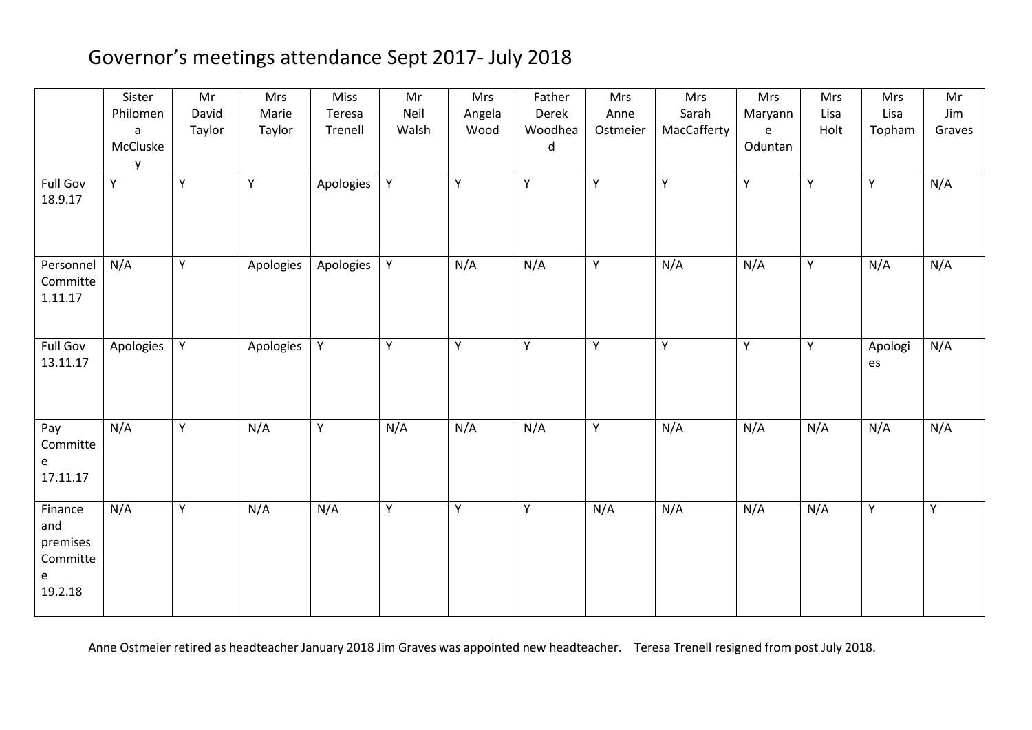# Governor's meetings attendance Sept 2017- July 2018

| | Sister Philomena McCluskey | Mr David Taylor | Mrs Marie Taylor | Miss Teresa Trenell | Mr Neil Walsh | Mrs Angela Wood | Father Derek Woodhead | Mrs Anne Ostmeier | Mrs Sarah MacCafferty | Mrs Maryanne Oduntan | Mrs Lisa Holt | Mrs Lisa Topham | Mr Jim Graves |
|---|---|---|---|---|---|---|---|---|---|---|---|---|---|
| Full Gov 18.9.17 | Y | Y | Y | Apologies | Y | Y | Y | Y | Y | Y | Y | Y | N/A |
| Personnel Committe 1.11.17 | N/A | Y | Apologies | Apologies | Y | N/A | N/A | Y | N/A | N/A | Y | N/A | N/A |
| Full Gov 13.11.17 | Apologies | Y | Apologies | Y | Y | Y | Y | Y | Y | Y | Y | Apologies | N/A |
| Pay Committee 17.11.17 | N/A | Y | N/A | Y | N/A | N/A | N/A | Y | N/A | N/A | N/A | N/A | N/A |
| Finance and premises Committee 19.2.18 | N/A | Y | N/A | N/A | Y | Y | Y | N/A | N/A | N/A | N/A | Y | Y |

Anne Ostmeier retired as headteacher January 2018 Jim Graves was appointed new headteacher. Teresa Trenell resigned from post July 2018.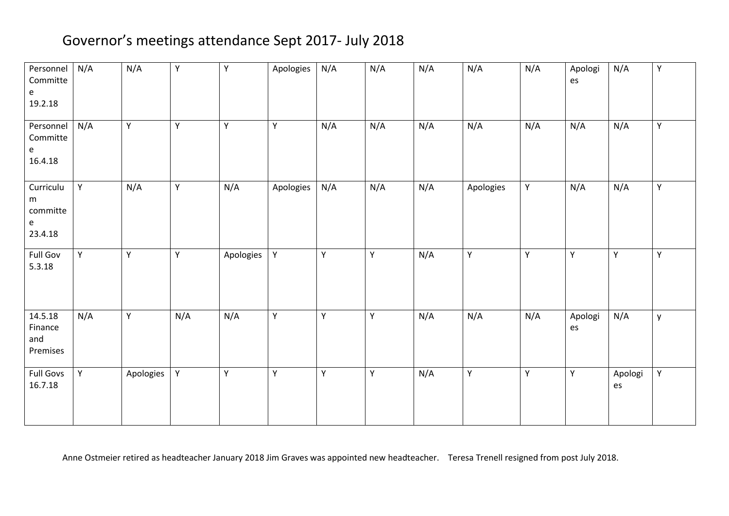# Governor's meetings attendance Sept 2017- July 2018

| | | | | | | | | | | | | | |
|---|---|---|---|---|---|---|---|---|---|---|---|---|---|
| Personnel Committee 19.2.18 | N/A | N/A | Y | Y | Apologies | N/A | N/A | N/A | N/A | N/A | Apologies | N/A | Y |
| Personnel Committee 16.4.18 | N/A | Y | Y | Y | Y | N/A | N/A | N/A | N/A | N/A | N/A | N/A | Y |
| Curriculum committee 23.4.18 | Y | N/A | Y | N/A | Apologies | N/A | N/A | N/A | Apologies | Y | N/A | N/A | Y |
| Full Gov 5.3.18 | Y | Y | Y | Apologies | Y | Y | Y | N/A | Y | Y | Y | Y | Y |
| 14.5.18 Finance and Premises | N/A | Y | N/A | N/A | Y | Y | Y | N/A | N/A | N/A | Apologies | N/A | y |
| Full Govs 16.7.18 | Y | Apologies | Y | Y | Y | Y | Y | N/A | Y | Y | Y | Apologies | Y |

Anne Ostmeier retired as headteacher January 2018 Jim Graves was appointed new headteacher. Teresa Trenell resigned from post July 2018.